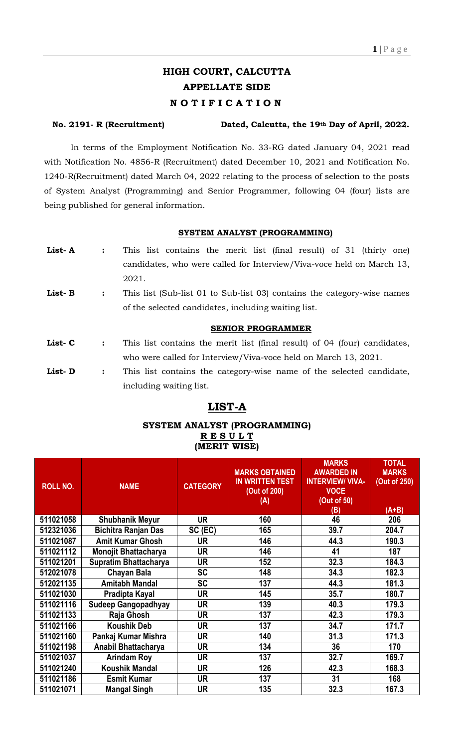# HIGH COURT, CALCUTTA
# APPELLATE SIDE
# N O T I F I C A T I O N

**No. 2191- R (Recruitment)** **Dated, Calcutta, the 19th Day of April, 2022.**

In terms of the Employment Notification No. 33-RG dated January 04, 2021 read with Notification No. 4856-R (Recruitment) dated December 10, 2021 and Notification No. 1240-R(Recruitment) dated March 04, 2022 relating to the process of selection to the posts of System Analyst (Programming) and Senior Programmer, following 04 (four) lists are being published for general information.

**SYSTEM ANALYST (PROGRAMMING)**

**List- A** : This list contains the merit list (final result) of 31 (thirty one) candidates, who were called for Interview/Viva-voce held on March 13, 2021.

**List- B** : This list (Sub-list 01 to Sub-list 03) contains the category-wise names of the selected candidates, including waiting list.

**SENIOR PROGRAMMER**

**List- C** : This list contains the merit list (final result) of 04 (four) candidates, who were called for Interview/Viva-voce held on March 13, 2021.

**List- D** : This list contains the category-wise name of the selected candidate, including waiting list.

## LIST-A

### SYSTEM ANALYST (PROGRAMMING)
### R E S U L T
### (MERIT WISE)

| ROLL NO. | NAME | CATEGORY | MARKS OBTAINED IN WRITTEN TEST (Out of 200) (A) | MARKS AWARDED IN INTERVIEW/ VIVA-VOCE (Out of 50) (B) | TOTAL MARKS (Out of 250) (A+B) |
|---|---|---|---|---|---|
| 511021058 | Shubhanik Meyur | UR | 160 | 46 | 206 |
| 512321036 | Bichitra Ranjan Das | SC (EC) | 165 | 39.7 | 204.7 |
| 511021087 | Amit Kumar Ghosh | UR | 146 | 44.3 | 190.3 |
| 511021112 | Monojit Bhattacharya | UR | 146 | 41 | 187 |
| 511021201 | Supratim Bhattacharya | UR | 152 | 32.3 | 184.3 |
| 512021078 | Chayan Bala | SC | 148 | 34.3 | 182.3 |
| 512021135 | Amitabh Mandal | SC | 137 | 44.3 | 181.3 |
| 511021030 | Pradipta Kayal | UR | 145 | 35.7 | 180.7 |
| 511021116 | Sudeep Gangopadhyay | UR | 139 | 40.3 | 179.3 |
| 511021133 | Raja Ghosh | UR | 137 | 42.3 | 179.3 |
| 511021166 | Koushik Deb | UR | 137 | 34.7 | 171.7 |
| 511021160 | Pankaj Kumar Mishra | UR | 140 | 31.3 | 171.3 |
| 511021198 | Anabil Bhattacharya | UR | 134 | 36 | 170 |
| 511021037 | Arindam Roy | UR | 137 | 32.7 | 169.7 |
| 511021240 | Koushik Mandal | UR | 126 | 42.3 | 168.3 |
| 511021186 | Esmit Kumar | UR | 137 | 31 | 168 |
| 511021071 | Mangal Singh | UR | 135 | 32.3 | 167.3 |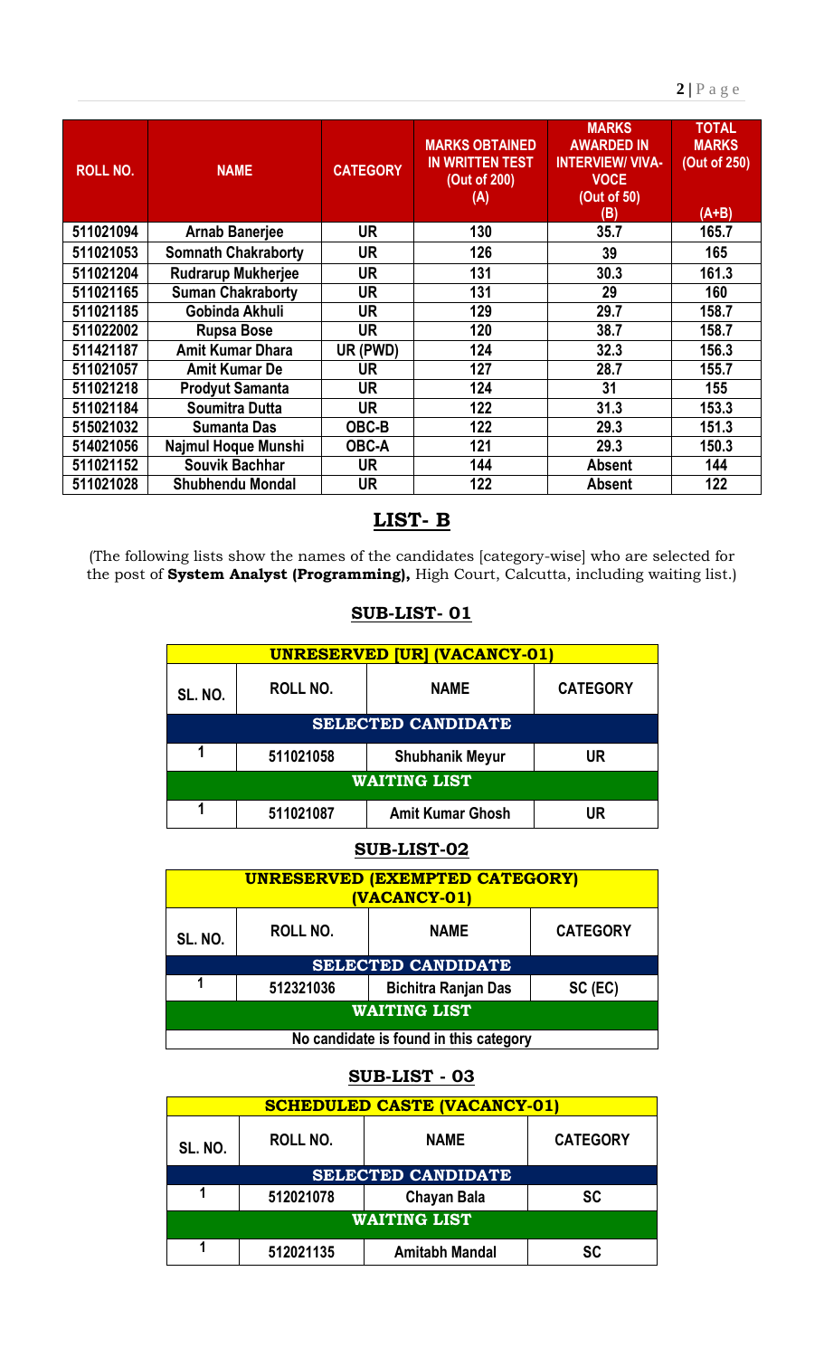| ROLL NO. | NAME | CATEGORY | MARKS OBTAINED IN WRITTEN TEST (Out of 200) (A) | MARKS AWARDED IN INTERVIEW/ VIVA-VOCE (Out of 50) (B) | TOTAL MARKS (Out of 250) (A+B) |
|---|---|---|---|---|---|
| 511021094 | Arnab Banerjee | UR | 130 | 35.7 | 165.7 |
| 511021053 | Somnath Chakraborty | UR | 126 | 39 | 165 |
| 511021204 | Rudrarup Mukherjee | UR | 131 | 30.3 | 161.3 |
| 511021165 | Suman Chakraborty | UR | 131 | 29 | 160 |
| 511021185 | Gobinda Akhuli | UR | 129 | 29.7 | 158.7 |
| 511022002 | Rupsa Bose | UR | 120 | 38.7 | 158.7 |
| 511421187 | Amit Kumar Dhara | UR (PWD) | 124 | 32.3 | 156.3 |
| 511021057 | Amit Kumar De | UR | 127 | 28.7 | 155.7 |
| 511021218 | Prodyut Samanta | UR | 124 | 31 | 155 |
| 511021184 | Soumitra Dutta | UR | 122 | 31.3 | 153.3 |
| 515021032 | Sumanta Das | OBC-B | 122 | 29.3 | 151.3 |
| 514021056 | Najmul Hoque Munshi | OBC-A | 121 | 29.3 | 150.3 |
| 511021152 | Souvik Bachhar | UR | 144 | Absent | 144 |
| 511021028 | Shubhendu Mondal | UR | 122 | Absent | 122 |

## LIST- B

(The following lists show the names of the candidates [category-wise] who are selected for the post of **System Analyst (Programming),** High Court, Calcutta, including waiting list.)

### SUB-LIST- 01

| UNRESERVED [UR] (VACANCY-01) | | | |
|---|---|---|---|
| SL. NO. | ROLL NO. | NAME | CATEGORY |
| SELECTED CANDIDATE | | | |
| 1 | 511021058 | Shubhanik Meyur | UR |
| WAITING LIST | | | |
| 1 | 511021087 | Amit Kumar Ghosh | UR |

### SUB-LIST-02

| UNRESERVED (EXEMPTED CATEGORY) (VACANCY-01) | | | |
|---|---|---|---|
| SL. NO. | ROLL NO. | NAME | CATEGORY |
| SELECTED CANDIDATE | | | |
| 1 | 512321036 | Bichitra Ranjan Das | SC (EC) |
| WAITING LIST | | | |
| No candidate is found in this category | | | |

### SUB-LIST - 03

| SCHEDULED CASTE (VACANCY-01) | | | |
|---|---|---|---|
| SL. NO. | ROLL NO. | NAME | CATEGORY |
| SELECTED CANDIDATE | | | |
| 1 | 512021078 | Chayan Bala | SC |
| WAITING LIST | | | |
| 1 | 512021135 | Amitabh Mandal | SC |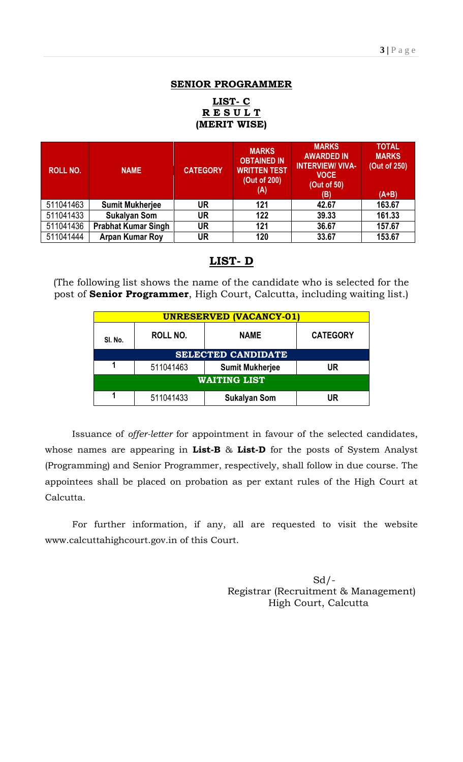## SENIOR PROGRAMMER

### LIST- C
### R E S U L T
### (MERIT WISE)

| ROLL NO. | NAME | CATEGORY | MARKS OBTAINED IN WRITTEN TEST (Out of 200) (A) | MARKS AWARDED IN INTERVIEW/ VIVA-VOCE (Out of 50) (B) | TOTAL MARKS (Out of 250) (A+B) |
|---|---|---|---|---|---|
| 511041463 | **Sumit Mukherjee** | UR | 121 | 42.67 | 163.67 |
| 511041433 | **Sukalyan Som** | UR | 122 | 39.33 | 161.33 |
| 511041436 | **Prabhat Kumar Singh** | UR | 121 | 36.67 | 157.67 |
| 511041444 | **Arpan Kumar Roy** | UR | 120 | 33.67 | 153.67 |

## LIST- D

(The following list shows the name of the candidate who is selected for the post of **Senior Programmer**, High Court, Calcutta, including waiting list.)

| UNRESERVED (VACANCY-01) | | | |
|---|---|---|---|
| **Sl. No.** | **ROLL NO.** | **NAME** | **CATEGORY** |
| **SELECTED CANDIDATE** | | | |
| 1 | 511041463 | **Sumit Mukherjee** | UR |
| **WAITING LIST** | | | |
| 1 | 511041433 | **Sukalyan Som** | UR |

Issuance of *offer-letter* for appointment in favour of the selected candidates, whose names are appearing in **List-B** & **List-D** for the posts of System Analyst (Programming) and Senior Programmer, respectively, shall follow in due course. The appointees shall be placed on probation as per extant rules of the High Court at Calcutta.

For further information, if any, all are requested to visit the website www.calcuttahighcourt.gov.in of this Court.

Sd/-
Registrar (Recruitment & Management)
High Court, Calcutta